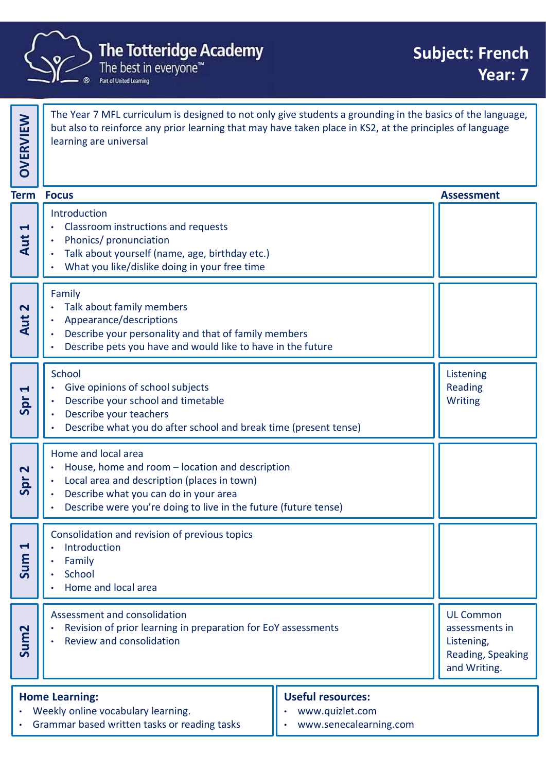# The Totteridge Academy

The best in everyone™

Part of United Learning

## Subject: French
## Year: 7

**OVERVIEW**

The Year 7 MFL curriculum is designed to not only give students a grounding in the basics of the language, but also to reinforce any prior learning that may have taken place in KS2, at the principles of language learning are universal

| Term | Focus | Assessment |
|---|---|---|
| Aut 1 | Introduction<br>• Classroom instructions and requests<br>• Phonics/ pronunciation<br>• Talk about yourself (name, age, birthday etc.)<br>• What you like/dislike doing in your free time | |
| Aut 2 | Family<br>• Talk about family members<br>• Appearance/descriptions<br>• Describe your personality and that of family members<br>• Describe pets you have and would like to have in the future | |
| Spr 1 | School<br>• Give opinions of school subjects<br>• Describe your school and timetable<br>• Describe your teachers<br>• Describe what you do after school and break time (present tense) | Listening<br>Reading<br>Writing |
| Spr 2 | Home and local area<br>• House, home and room – location and description<br>• Local area and description (places in town)<br>• Describe what you can do in your area<br>• Describe were you're doing to live in the future (future tense) | |
| Sum 1 | Consolidation and revision of previous topics<br>• Introduction<br>• Family<br>• School<br>• Home and local area | |
| Sum2 | Assessment and consolidation<br>• Revision of prior learning in preparation for EoY assessments<br>• Review and consolidation | UL Common assessments in Listening, Reading, Speaking and Writing. |

**Home Learning:**
- Weekly online vocabulary learning.
- Grammar based written tasks or reading tasks

**Useful resources:**
- www.quizlet.com
- www.senecalearning.com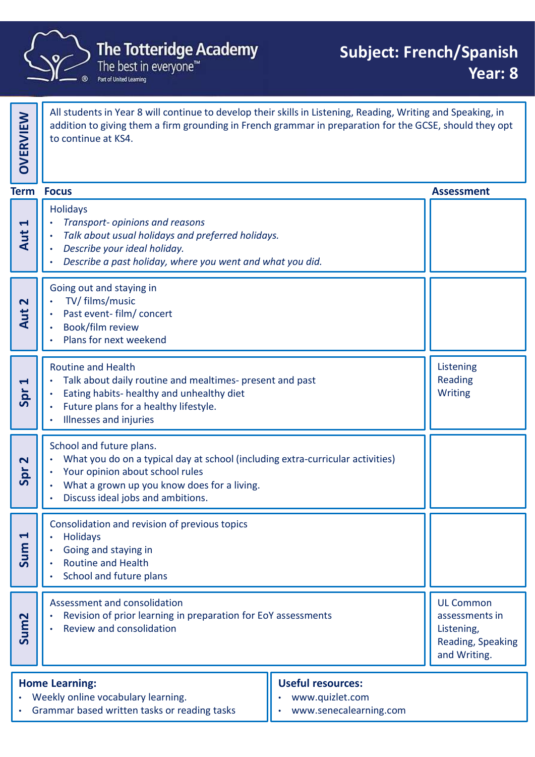# The Totteridge Academy

The best in everyone™

Part of United Learning

## Subject: French/Spanish
## Year: 8

**OVERVIEW**

All students in Year 8 will continue to develop their skills in Listening, Reading, Writing and Speaking, in addition to giving them a firm grounding in French grammar in preparation for the GCSE, should they opt to continue at KS4.

| Term | Focus | Assessment |
|---|---|---|
| Aut 1 | Holidays<br>• *Transport- opinions and reasons*<br>• *Talk about usual holidays and preferred holidays.*<br>• *Describe your ideal holiday.*<br>• *Describe a past holiday, where you went and what you did.* | |
| Aut 2 | Going out and staying in<br>• TV/ films/music<br>• Past event- film/ concert<br>• Book/film review<br>• Plans for next weekend | |
| Spr 1 | Routine and Health<br>• Talk about daily routine and mealtimes- present and past<br>• Eating habits- healthy and unhealthy diet<br>• Future plans for a healthy lifestyle.<br>• Illnesses and injuries | Listening<br>Reading<br>Writing |
| Spr 2 | School and future plans.<br>• What you do on a typical day at school (including extra-curricular activities)<br>• Your opinion about school rules<br>• What a grown up you know does for a living.<br>• Discuss ideal jobs and ambitions. | |
| Sum 1 | Consolidation and revision of previous topics<br>• Holidays<br>• Going and staying in<br>• Routine and Health<br>• School and future plans | |
| Sum2 | Assessment and consolidation<br>• Revision of prior learning in preparation for EoY assessments<br>• Review and consolidation | UL Common assessments in Listening, Reading, Speaking and Writing. |

**Home Learning:**
- Weekly online vocabulary learning.
- Grammar based written tasks or reading tasks

**Useful resources:**
- www.quizlet.com
- www.senecalearning.com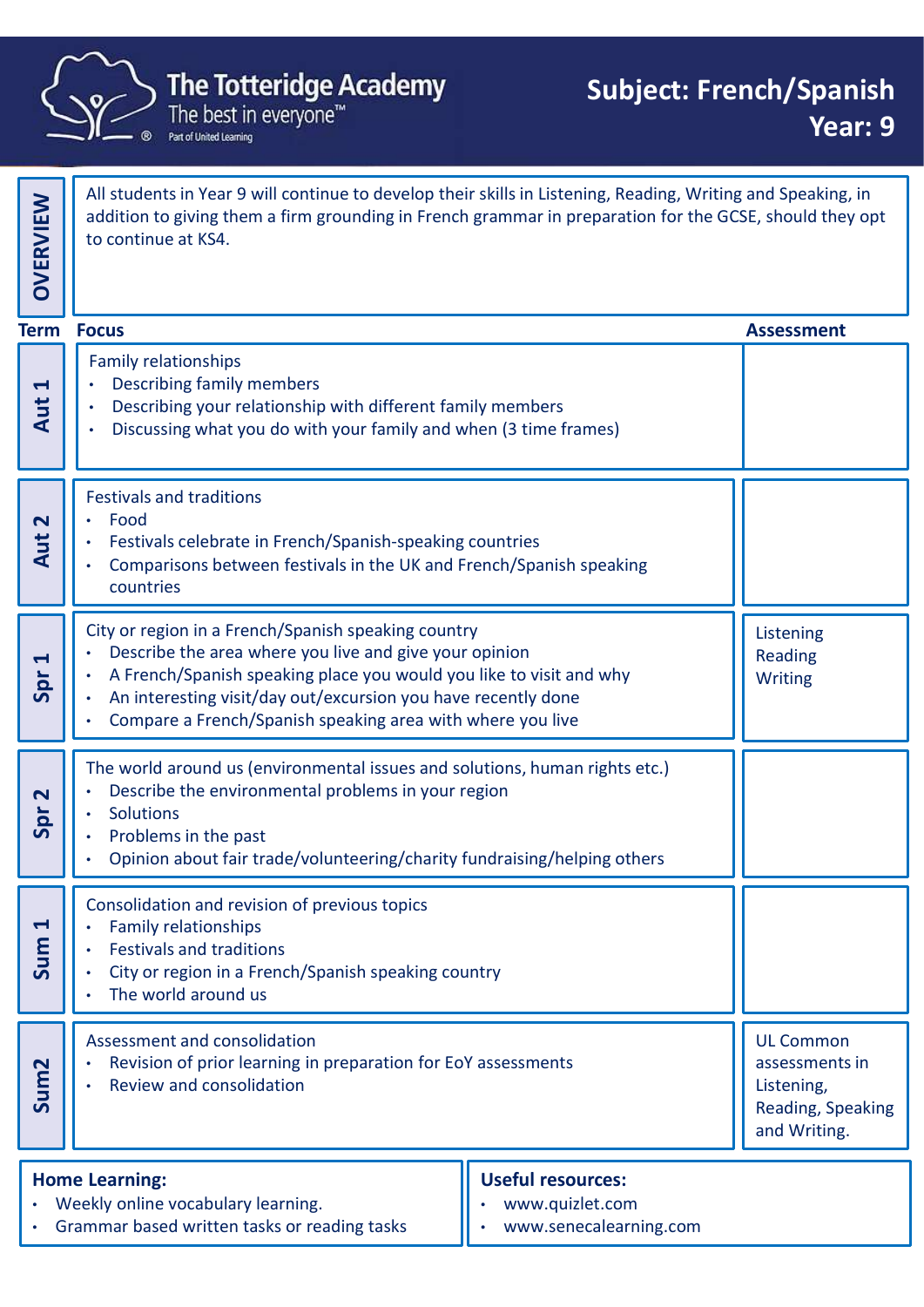# The Totteridge Academy

The best in everyone™

Part of United Learning

## Subject: French/Spanish
## Year: 9

**OVERVIEW**

All students in Year 9 will continue to develop their skills in Listening, Reading, Writing and Speaking, in addition to giving them a firm grounding in French grammar in preparation for the GCSE, should they opt to continue at KS4.

| Term | Focus | Assessment |
|---|---|---|
| Aut 1 | Family relationships<br>• Describing family members<br>• Describing your relationship with different family members<br>• Discussing what you do with your family and when (3 time frames) | |
| Aut 2 | Festivals and traditions<br>• Food<br>• Festivals celebrate in French/Spanish-speaking countries<br>• Comparisons between festivals in the UK and French/Spanish speaking countries | |
| Spr 1 | City or region in a French/Spanish speaking country<br>• Describe the area where you live and give your opinion<br>• A French/Spanish speaking place you would you like to visit and why<br>• An interesting visit/day out/excursion you have recently done<br>• Compare a French/Spanish speaking area with where you live | Listening<br>Reading<br>Writing |
| Spr 2 | The world around us (environmental issues and solutions, human rights etc.)<br>• Describe the environmental problems in your region<br>• Solutions<br>• Problems in the past<br>• Opinion about fair trade/volunteering/charity fundraising/helping others | |
| Sum 1 | Consolidation and revision of previous topics<br>• Family relationships<br>• Festivals and traditions<br>• City or region in a French/Spanish speaking country<br>• The world around us | |
| Sum2 | Assessment and consolidation<br>• Revision of prior learning in preparation for EoY assessments<br>• Review and consolidation | UL Common assessments in Listening, Reading, Speaking and Writing. |

**Home Learning:**
- Weekly online vocabulary learning.
- Grammar based written tasks or reading tasks

**Useful resources:**
- www.quizlet.com
- www.senecalearning.com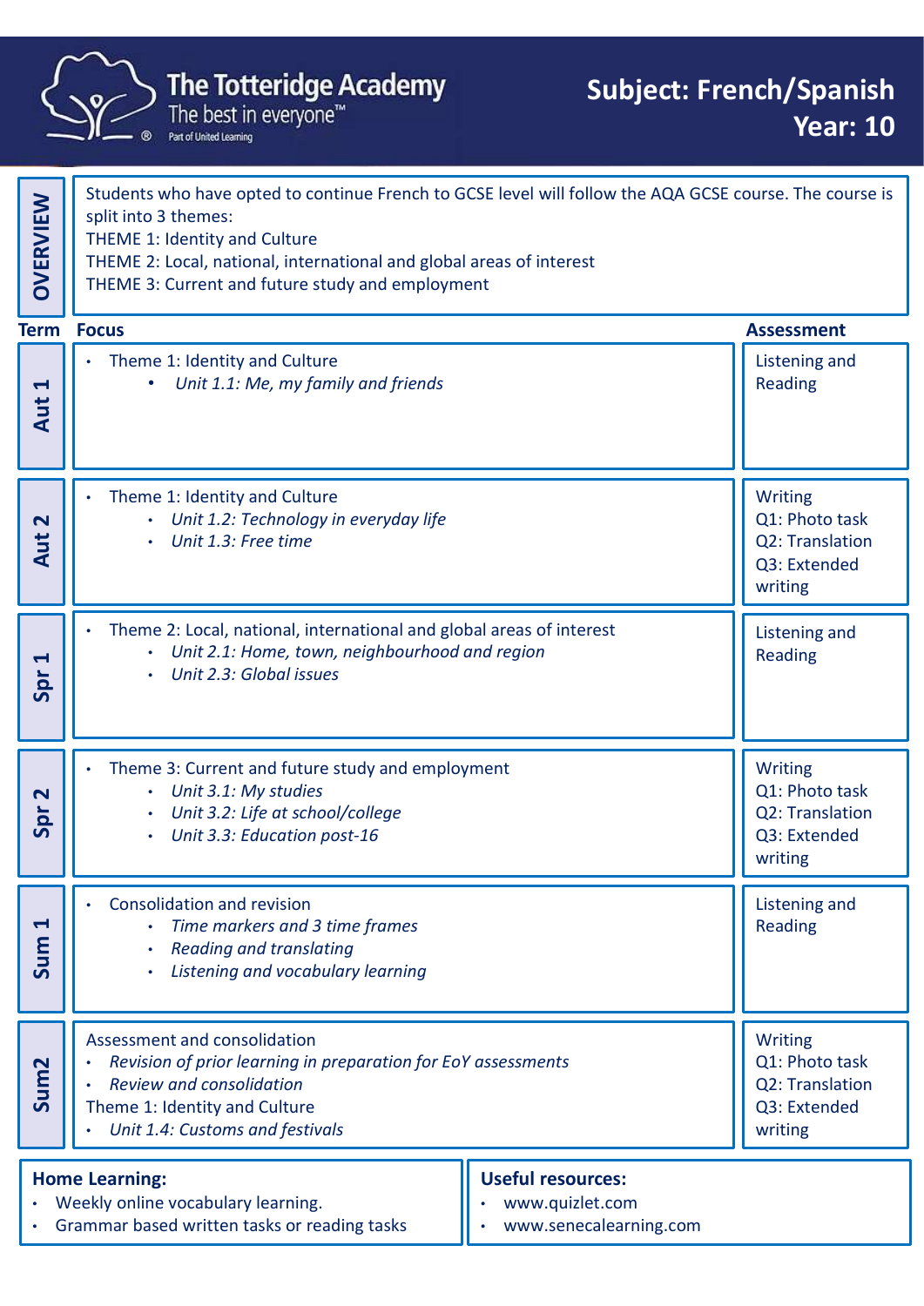# The Totteridge Academy

The best in everyone™

Part of United Learning

## Subject: French/Spanish
## Year: 10

**OVERVIEW**

Students who have opted to continue French to GCSE level will follow the AQA GCSE course. The course is split into 3 themes:
THEME 1: Identity and Culture
THEME 2: Local, national, international and global areas of interest
THEME 3: Current and future study and employment

| Term | Focus | Assessment |
|---|---|---|
| Aut 1 | • Theme 1: Identity and Culture<br>• *Unit 1.1: Me, my family and friends* | Listening and Reading |
| Aut 2 | • Theme 1: Identity and Culture<br>• *Unit 1.2: Technology in everyday life*<br>• *Unit 1.3: Free time* | Writing<br>Q1: Photo task<br>Q2: Translation<br>Q3: Extended writing |
| Spr 1 | • Theme 2: Local, national, international and global areas of interest<br>• *Unit 2.1: Home, town, neighbourhood and region*<br>• *Unit 2.3: Global issues* | Listening and Reading |
| Spr 2 | • Theme 3: Current and future study and employment<br>• *Unit 3.1: My studies*<br>• *Unit 3.2: Life at school/college*<br>• *Unit 3.3: Education post-16* | Writing<br>Q1: Photo task<br>Q2: Translation<br>Q3: Extended writing |
| Sum 1 | • Consolidation and revision<br>• *Time markers and 3 time frames*<br>• *Reading and translating*<br>• *Listening and vocabulary learning* | Listening and Reading |
| Sum2 | Assessment and consolidation<br>• *Revision of prior learning in preparation for EoY assessments*<br>• *Review and consolidation*<br>Theme 1: Identity and Culture<br>• *Unit 1.4: Customs and festivals* | Writing<br>Q1: Photo task<br>Q2: Translation<br>Q3: Extended writing |

**Home Learning:**
- Weekly online vocabulary learning.
- Grammar based written tasks or reading tasks

**Useful resources:**
- www.quizlet.com
- www.senecalearning.com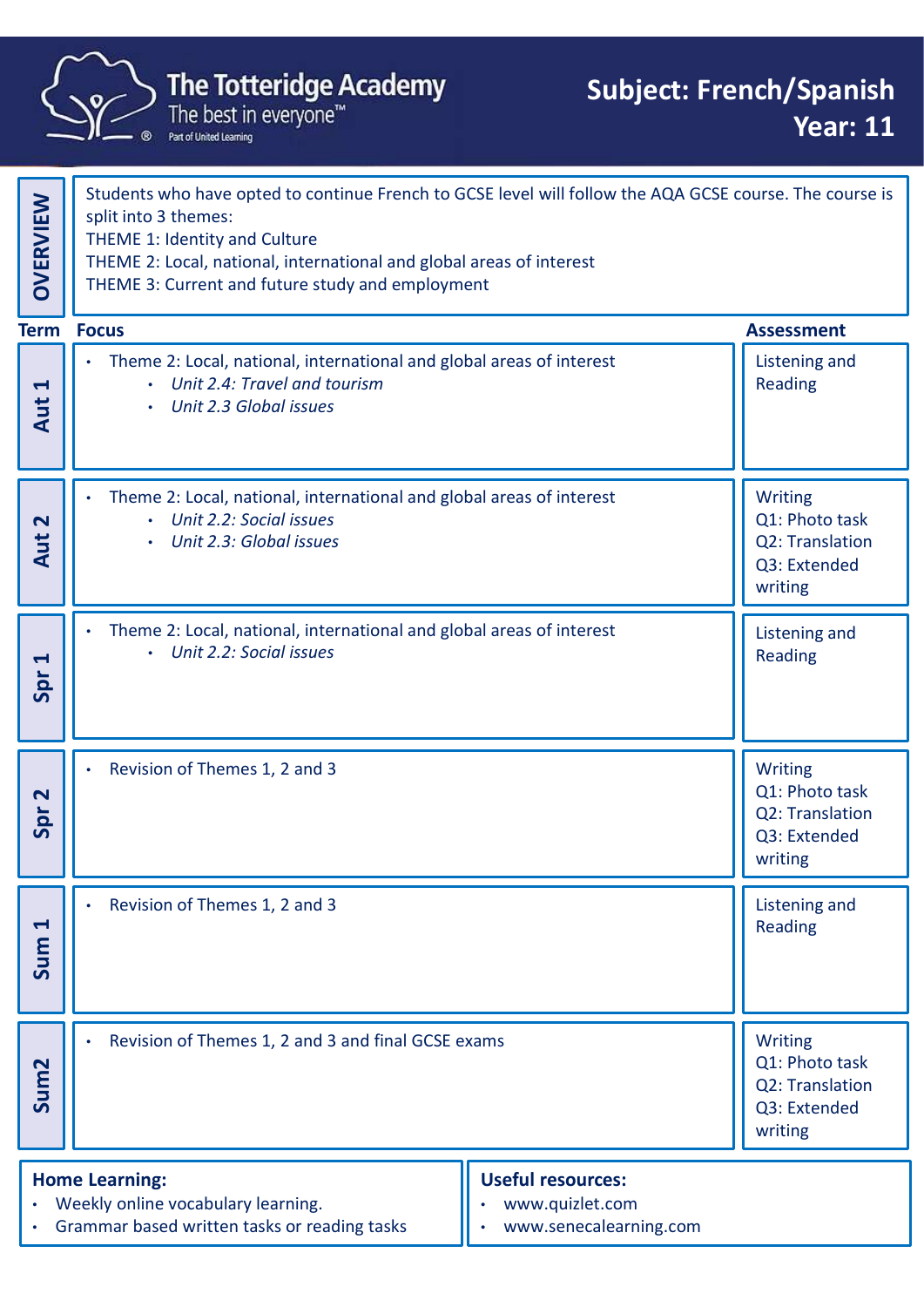# The Totteridge Academy

The best in everyone™

Part of United Learning

## Subject: French/Spanish
## Year: 11

**OVERVIEW**

Students who have opted to continue French to GCSE level will follow the AQA GCSE course. The course is split into 3 themes:
THEME 1: Identity and Culture
THEME 2: Local, national, international and global areas of interest
THEME 3: Current and future study and employment

| Term | Focus | Assessment |
|---|---|---|
| Aut 1 | • Theme 2: Local, national, international and global areas of interest<br>&nbsp;&nbsp;• *Unit 2.4: Travel and tourism*<br>&nbsp;&nbsp;• *Unit 2.3 Global issues* | Listening and Reading |
| Aut 2 | • Theme 2: Local, national, international and global areas of interest<br>&nbsp;&nbsp;• *Unit 2.2: Social issues*<br>&nbsp;&nbsp;• *Unit 2.3: Global issues* | Writing<br>Q1: Photo task<br>Q2: Translation<br>Q3: Extended writing |
| Spr 1 | • Theme 2: Local, national, international and global areas of interest<br>&nbsp;&nbsp;• *Unit 2.2: Social issues* | Listening and Reading |
| Spr 2 | • Revision of Themes 1, 2 and 3 | Writing<br>Q1: Photo task<br>Q2: Translation<br>Q3: Extended writing |
| Sum 1 | • Revision of Themes 1, 2 and 3 | Listening and Reading |
| Sum2 | • Revision of Themes 1, 2 and 3 and final GCSE exams | Writing<br>Q1: Photo task<br>Q2: Translation<br>Q3: Extended writing |

**Home Learning:**
- Weekly online vocabulary learning.
- Grammar based written tasks or reading tasks

**Useful resources:**
- www.quizlet.com
- www.senecalearning.com